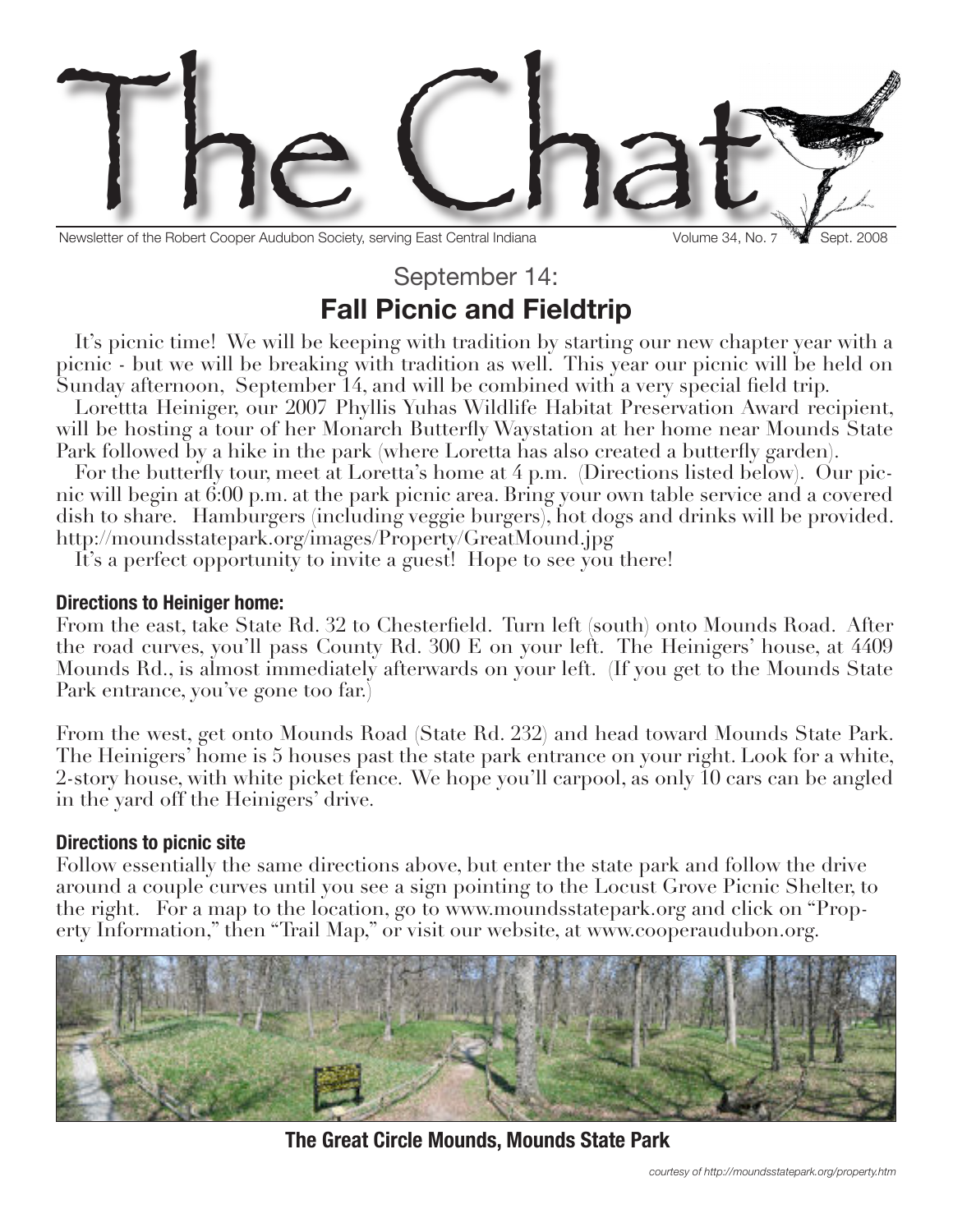# The Chat

Newsletter of the Robert Cooper Audubon Society, serving East Central Indiana — Volume 34, No. 7 — Sept. 2008

## September 14:
## Fall Picnic and Fieldtrip

It's picnic time! We will be keeping with tradition by starting our new chapter year with a picnic - but we will be breaking with tradition as well. This year our picnic will be held on Sunday afternoon, September 14, and will be combined with a very special field trip.

Lorettta Heiniger, our 2007 Phyllis Yuhas Wildlife Habitat Preservation Award recipient, will be hosting a tour of her Monarch Butterfly Waystation at her home near Mounds State Park followed by a hike in the park (where Loretta has also created a butterfly garden).

For the butterfly tour, meet at Loretta's home at 4 p.m. (Directions listed below). Our picnic will begin at 6:00 p.m. at the park picnic area. Bring your own table service and a covered dish to share. Hamburgers (including veggie burgers), hot dogs and drinks will be provided. http://moundsstatepark.org/images/Property/GreatMound.jpg

It's a perfect opportunity to invite a guest! Hope to see you there!

**Directions to Heiniger home:**

From the east, take State Rd. 32 to Chesterfield. Turn left (south) onto Mounds Road. After the road curves, you'll pass County Rd. 300 E on your left. The Heinigers' house, at 4409 Mounds Rd., is almost immediately afterwards on your left. (If you get to the Mounds State Park entrance, you've gone too far.)

From the west, get onto Mounds Road (State Rd. 232) and head toward Mounds State Park. The Heinigers' home is 5 houses past the state park entrance on your right. Look for a white, 2-story house, with white picket fence. We hope you'll carpool, as only 10 cars can be angled in the yard off the Heinigers' drive.

**Directions to picnic site**

Follow essentially the same directions above, but enter the state park and follow the drive around a couple curves until you see a sign pointing to the Locust Grove Picnic Shelter, to the right. For a map to the location, go to www.moundsstatepark.org and click on "Property Information," then "Trail Map," or visit our website, at www.cooperaudubon.org.

**The Great Circle Mounds, Mounds State Park**

*courtesy of http://moundsstatepark.org/property.htm*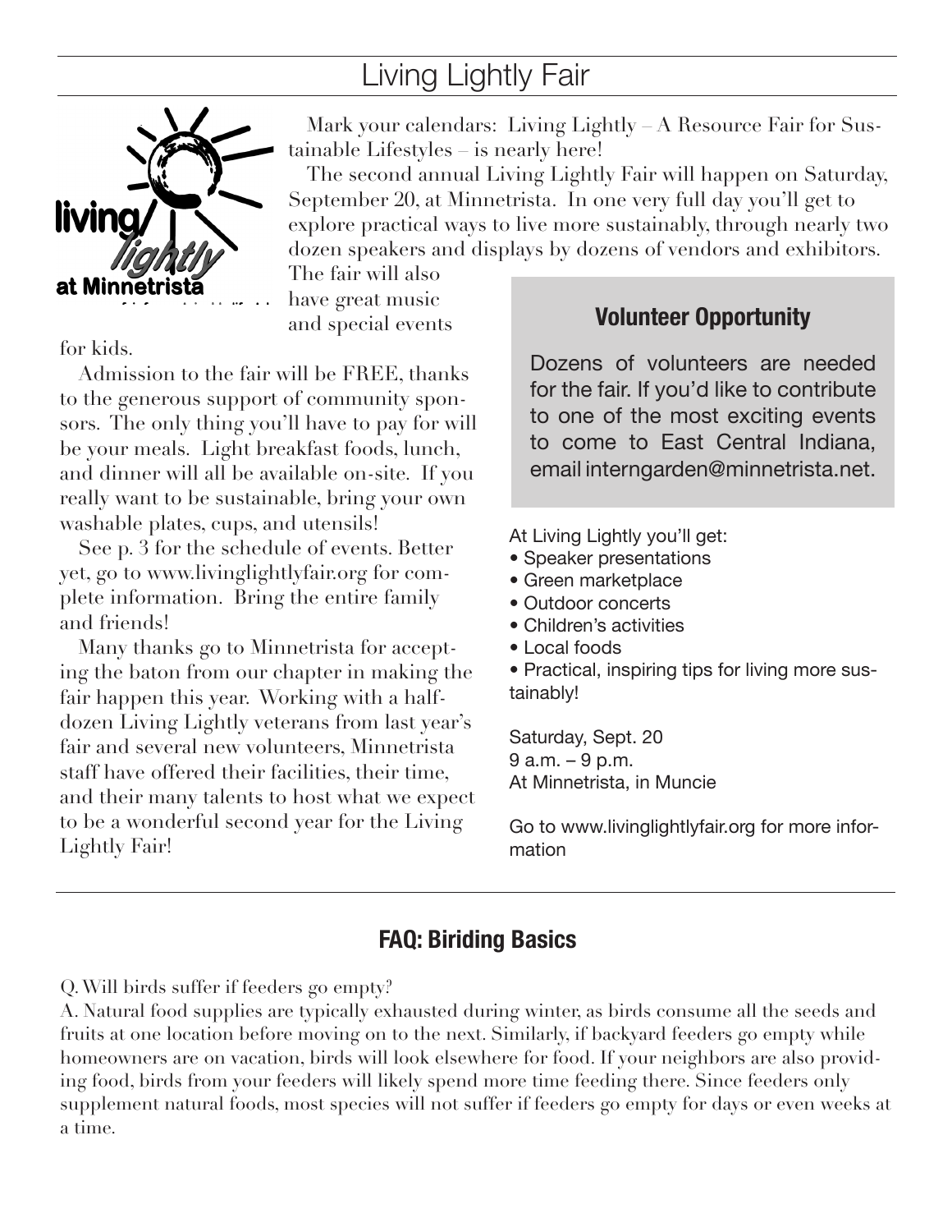# Living Lightly Fair

Mark your calendars: Living Lightly – A Resource Fair for Sustainable Lifestyles – is nearly here!

The second annual Living Lightly Fair will happen on Saturday, September 20, at Minnetrista. In one very full day you'll get to explore practical ways to live more sustainably, through nearly two dozen speakers and displays by dozens of vendors and exhibitors. The fair will also have great music and special events for kids.

Admission to the fair will be FREE, thanks to the generous support of community sponsors. The only thing you'll have to pay for will be your meals. Light breakfast foods, lunch, and dinner will all be available on-site. If you really want to be sustainable, bring your own washable plates, cups, and utensils!

See p. 3 for the schedule of events. Better yet, go to www.livinglightlyfair.org for complete information. Bring the entire family and friends!

Many thanks go to Minnetrista for accepting the baton from our chapter in making the fair happen this year. Working with a half-dozen Living Lightly veterans from last year's fair and several new volunteers, Minnetrista staff have offered their facilities, their time, and their many talents to host what we expect to be a wonderful second year for the Living Lightly Fair!

### Volunteer Opportunity

Dozens of volunteers are needed for the fair. If you'd like to contribute to one of the most exciting events to come to East Central Indiana, email interngarden@minnetrista.net.

At Living Lightly you'll get:

- Speaker presentations
- Green marketplace
- Outdoor concerts
- Children's activities
- Local foods
- Practical, inspiring tips for living more sustainably!

Saturday, Sept. 20
9 a.m. – 9 p.m.
At Minnetrista, in Muncie

Go to www.livinglightlyfair.org for more information

## FAQ: Biriding Basics

Q. Will birds suffer if feeders go empty?

A. Natural food supplies are typically exhausted during winter, as birds consume all the seeds and fruits at one location before moving on to the next. Similarly, if backyard feeders go empty while homeowners are on vacation, birds will look elsewhere for food. If your neighbors are also providing food, birds from your feeders will likely spend more time feeding there. Since feeders only supplement natural foods, most species will not suffer if feeders go empty for days or even weeks at a time.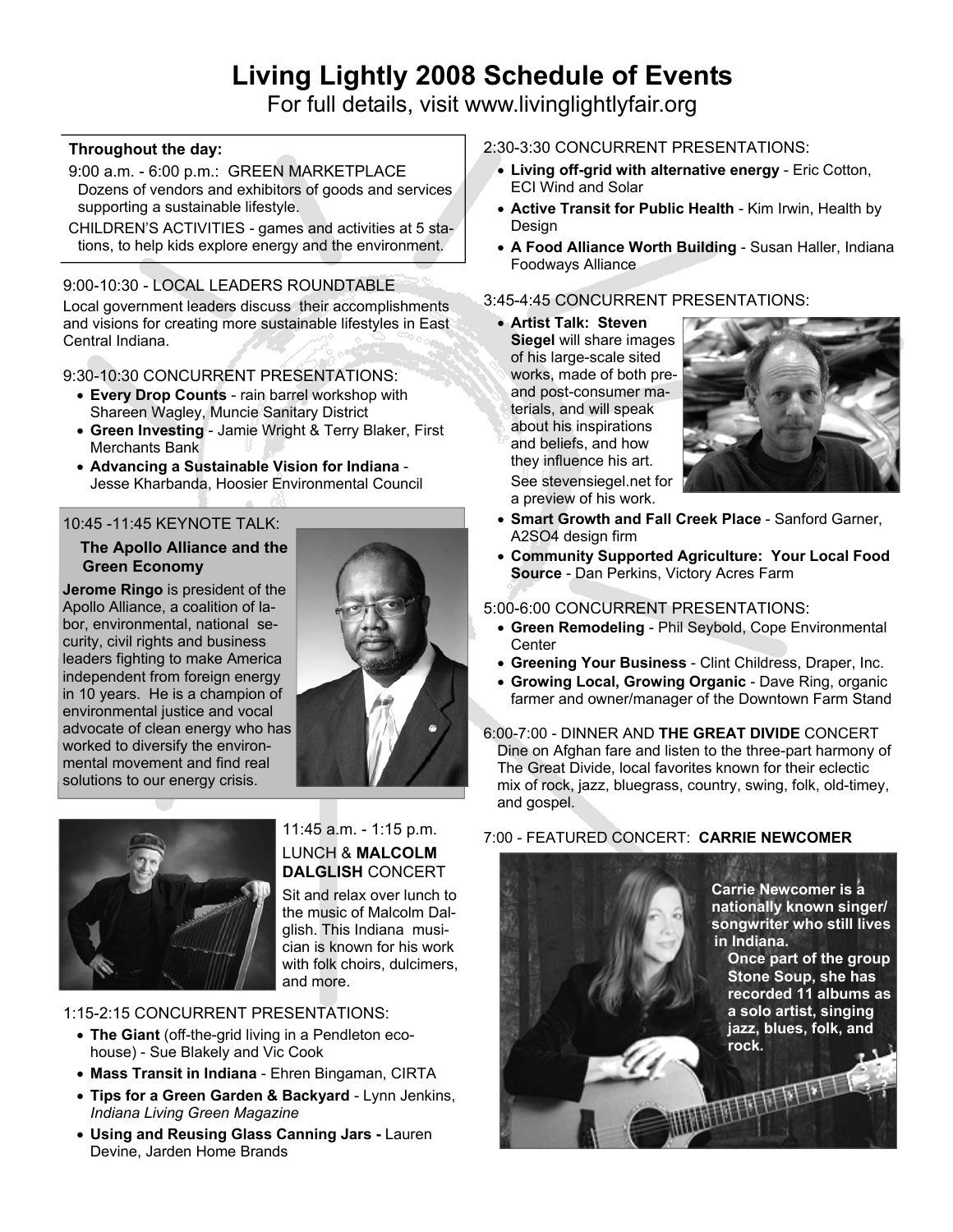# Living Lightly 2008 Schedule of Events

For full details, visit www.livinglightlyfair.org

**Throughout the day:**

9:00 a.m. - 6:00 p.m.: GREEN MARKETPLACE
Dozens of vendors and exhibitors of goods and services supporting a sustainable lifestyle.

CHILDREN'S ACTIVITIES - games and activities at 5 stations, to help kids explore energy and the environment.

9:00-10:30 - LOCAL LEADERS ROUNDTABLE

Local government leaders discuss their accomplishments and visions for creating more sustainable lifestyles in East Central Indiana.

9:30-10:30 CONCURRENT PRESENTATIONS:

- **Every Drop Counts** - rain barrel workshop with Shareen Wagley, Muncie Sanitary District
- **Green Investing** - Jamie Wright & Terry Blaker, First Merchants Bank
- **Advancing a Sustainable Vision for Indiana** - Jesse Kharbanda, Hoosier Environmental Council

10:45 -11:45 KEYNOTE TALK:

**The Apollo Alliance and the Green Economy**

**Jerome Ringo** is president of the Apollo Alliance, a coalition of labor, environmental, national security, civil rights and business leaders fighting to make America independent from foreign energy in 10 years. He is a champion of environmental justice and vocal advocate of clean energy who has worked to diversify the environmental movement and find real solutions to our energy crisis.

11:45 a.m. - 1:15 p.m.
LUNCH & **MALCOLM DALGLISH** CONCERT

Sit and relax over lunch to the music of Malcolm Dalglish. This Indiana musician is known for his work with folk choirs, dulcimers, and more.

1:15-2:15 CONCURRENT PRESENTATIONS:

- **The Giant** (off-the-grid living in a Pendleton eco-house) - Sue Blakely and Vic Cook
- **Mass Transit in Indiana** - Ehren Bingaman, CIRTA
- **Tips for a Green Garden & Backyard** - Lynn Jenkins, *Indiana Living Green Magazine*
- **Using and Reusing Glass Canning Jars -** Lauren Devine, Jarden Home Brands

2:30-3:30 CONCURRENT PRESENTATIONS:

- **Living off-grid with alternative energy** - Eric Cotton, ECI Wind and Solar
- **Active Transit for Public Health** - Kim Irwin, Health by Design
- **A Food Alliance Worth Building** - Susan Haller, Indiana Foodways Alliance

3:45-4:45 CONCURRENT PRESENTATIONS:

- **Artist Talk: Steven Siegel** will share images of his large-scale sited works, made of both pre- and post-consumer materials, and will speak about his inspirations and beliefs, and how they influence his art. See stevensiegel.net for a preview of his work.
- **Smart Growth and Fall Creek Place** - Sanford Garner, A2SO4 design firm
- **Community Supported Agriculture: Your Local Food Source** - Dan Perkins, Victory Acres Farm

5:00-6:00 CONCURRENT PRESENTATIONS:

- **Green Remodeling** - Phil Seybold, Cope Environmental Center
- **Greening Your Business** - Clint Childress, Draper, Inc.
- **Growing Local, Growing Organic** - Dave Ring, organic farmer and owner/manager of the Downtown Farm Stand

6:00-7:00 - DINNER AND **THE GREAT DIVIDE** CONCERT
Dine on Afghan fare and listen to the three-part harmony of The Great Divide, local favorites known for their eclectic mix of rock, jazz, bluegrass, country, swing, folk, old-timey, and gospel.

7:00 - FEATURED CONCERT: **CARRIE NEWCOMER**

**Carrie Newcomer is a nationally known singer/songwriter who still lives in Indiana. Once part of the group Stone Soup, she has recorded 11 albums as a solo artist, singing jazz, blues, folk, and rock.**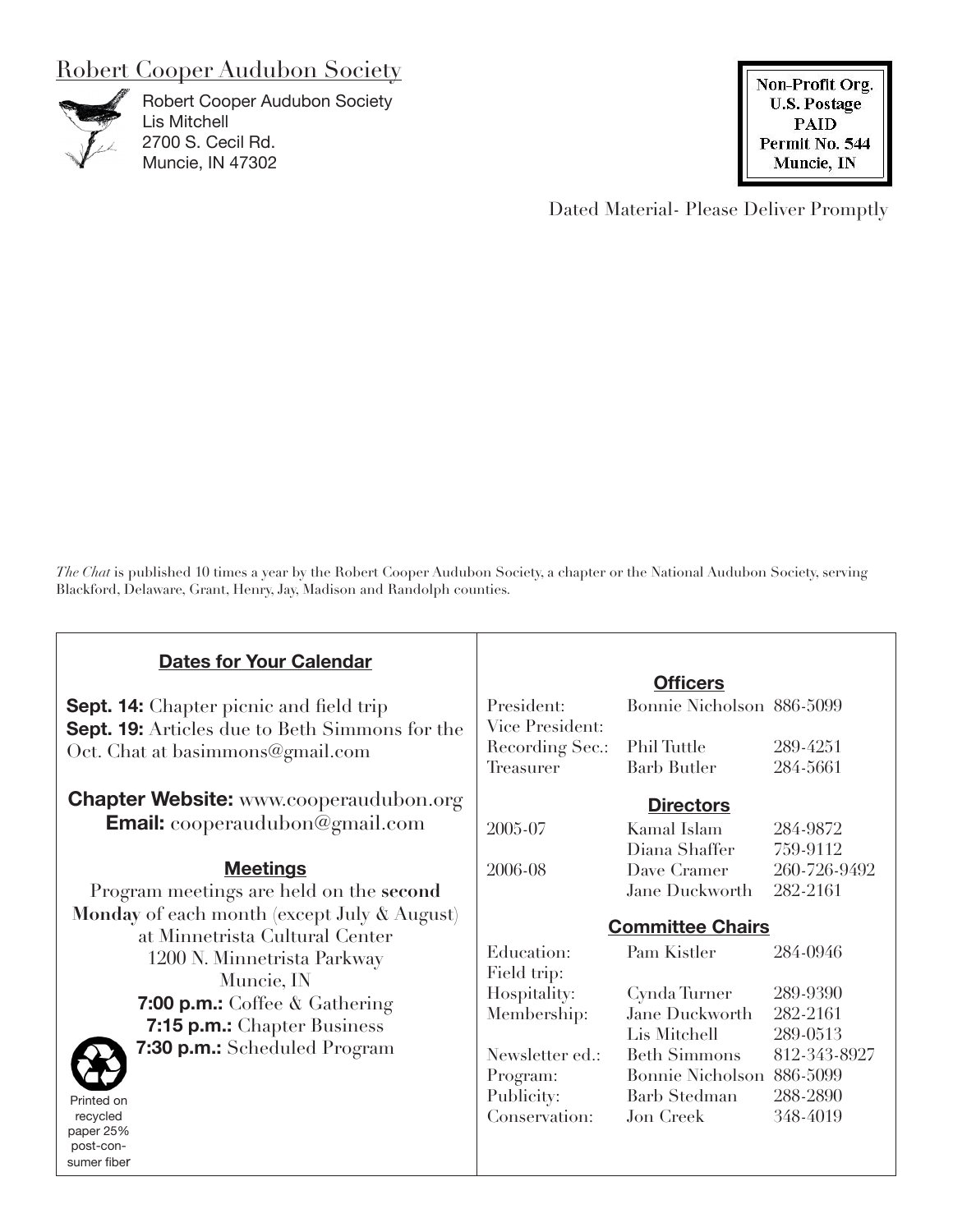Robert Cooper Audubon Society

Robert Cooper Audubon Society
Lis Mitchell
2700 S. Cecil Rd.
Muncie, IN 47302

Non-Profit Org.
U.S. Postage
PAID
Permit No. 544
Muncie, IN

Dated Material- Please Deliver Promptly

*The Chat* is published 10 times a year by the Robert Cooper Audubon Society, a chapter or the National Audubon Society, serving Blackford, Delaware, Grant, Henry, Jay, Madison and Randolph counties.

**Dates for Your Calendar**

**Sept. 14:** Chapter picnic and field trip
**Sept. 19:** Articles due to Beth Simmons for the Oct. Chat at basimmons@gmail.com

**Chapter Website:** www.cooperaudubon.org
**Email:** cooperaudubon@gmail.com

**Meetings**

Program meetings are held on the **second Monday** of each month (except July & August) at Minnetrista Cultural Center
1200 N. Minnetrista Parkway
Muncie, IN

**7:00 p.m.:** Coffee & Gathering
**7:15 p.m.:** Chapter Business
**7:30 p.m.:** Scheduled Program

Printed on recycled paper 25% post-consumer fiber

**Officers**

| | | |
|---|---|---|
| President: | Bonnie Nicholson | 886-5099 |
| Vice President: | | |
| Recording Sec.: | Phil Tuttle | 289-4251 |
| Treasurer | Barb Butler | 284-5661 |

**Directors**

| | | |
|---|---|---|
| 2005-07 | Kamal Islam | 284-9872 |
| | Diana Shaffer | 759-9112 |
| 2006-08 | Dave Cramer | 260-726-9492 |
| | Jane Duckworth | 282-2161 |

**Committee Chairs**

| | | |
|---|---|---|
| Education: | Pam Kistler | 284-0946 |
| Field trip: | | |
| Hospitality: | Cynda Turner | 289-9390 |
| Membership: | Jane Duckworth | 282-2161 |
| | Lis Mitchell | 289-0513 |
| Newsletter ed.: | Beth Simmons | 812-343-8927 |
| Program: | Bonnie Nicholson | 886-5099 |
| Publicity: | Barb Stedman | 288-2890 |
| Conservation: | Jon Creek | 348-4019 |